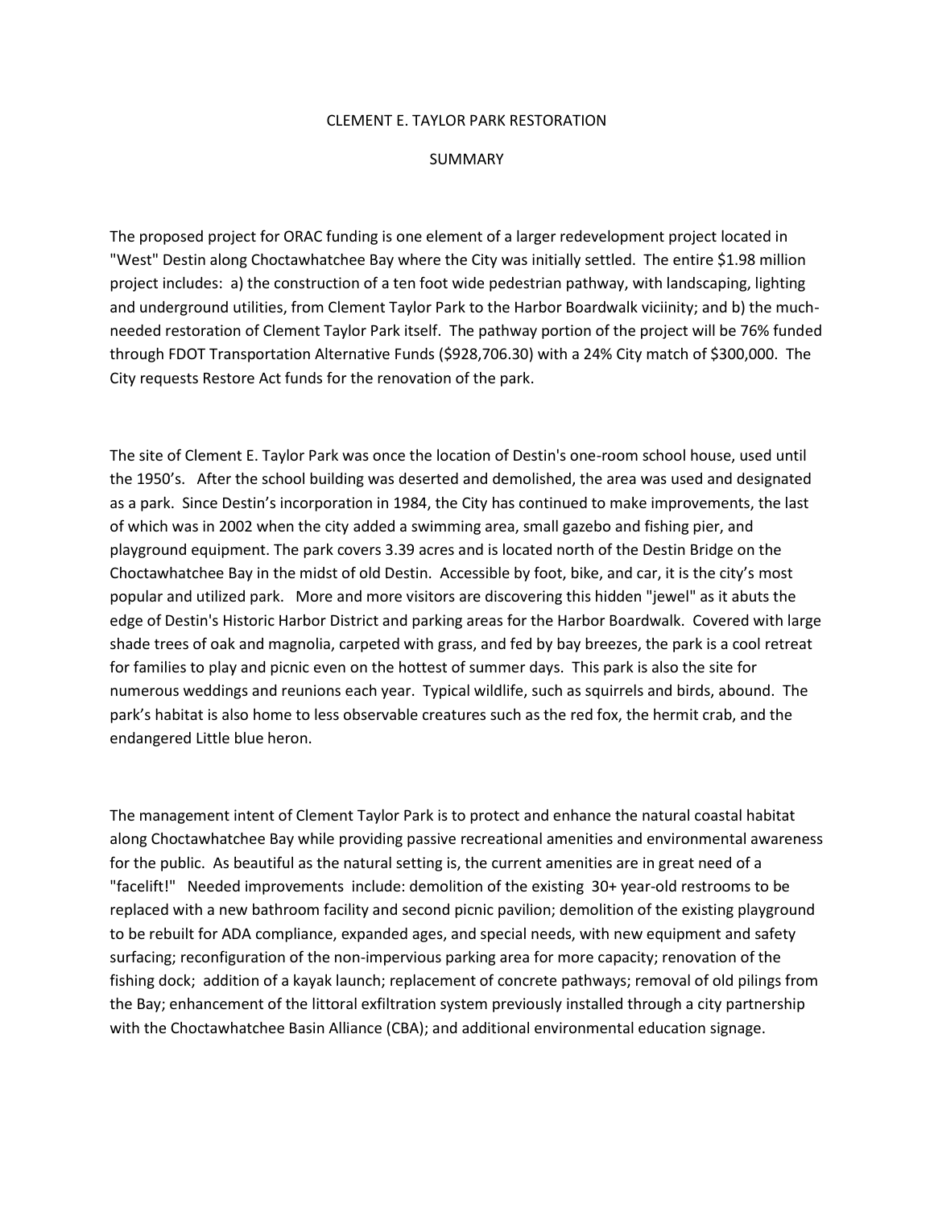# CLEMENT E. TAYLOR PARK RESTORATION

## SUMMARY

The proposed project for ORAC funding is one element of a larger redevelopment project located in "West" Destin along Choctawhatchee Bay where the City was initially settled. The entire $1.98 million project includes: a) the construction of a ten foot wide pedestrian pathway, with landscaping, lighting and underground utilities, from Clement Taylor Park to the Harbor Boardwalk viciinity; and b) the much-needed restoration of Clement Taylor Park itself. The pathway portion of the project will be 76% funded through FDOT Transportation Alternative Funds ($928,706.30) with a 24% City match of $300,000. The City requests Restore Act funds for the renovation of the park.

The site of Clement E. Taylor Park was once the location of Destin's one-room school house, used until the 1950's. After the school building was deserted and demolished, the area was used and designated as a park. Since Destin's incorporation in 1984, the City has continued to make improvements, the last of which was in 2002 when the city added a swimming area, small gazebo and fishing pier, and playground equipment. The park covers 3.39 acres and is located north of the Destin Bridge on the Choctawhatchee Bay in the midst of old Destin. Accessible by foot, bike, and car, it is the city's most popular and utilized park. More and more visitors are discovering this hidden "jewel" as it abuts the edge of Destin's Historic Harbor District and parking areas for the Harbor Boardwalk. Covered with large shade trees of oak and magnolia, carpeted with grass, and fed by bay breezes, the park is a cool retreat for families to play and picnic even on the hottest of summer days. This park is also the site for numerous weddings and reunions each year. Typical wildlife, such as squirrels and birds, abound. The park's habitat is also home to less observable creatures such as the red fox, the hermit crab, and the endangered Little blue heron.

The management intent of Clement Taylor Park is to protect and enhance the natural coastal habitat along Choctawhatchee Bay while providing passive recreational amenities and environmental awareness for the public. As beautiful as the natural setting is, the current amenities are in great need of a "facelift!" Needed improvements include: demolition of the existing 30+ year-old restrooms to be replaced with a new bathroom facility and second picnic pavilion; demolition of the existing playground to be rebuilt for ADA compliance, expanded ages, and special needs, with new equipment and safety surfacing; reconfiguration of the non-impervious parking area for more capacity; renovation of the fishing dock; addition of a kayak launch; replacement of concrete pathways; removal of old pilings from the Bay; enhancement of the littoral exfiltration system previously installed through a city partnership with the Choctawhatchee Basin Alliance (CBA); and additional environmental education signage.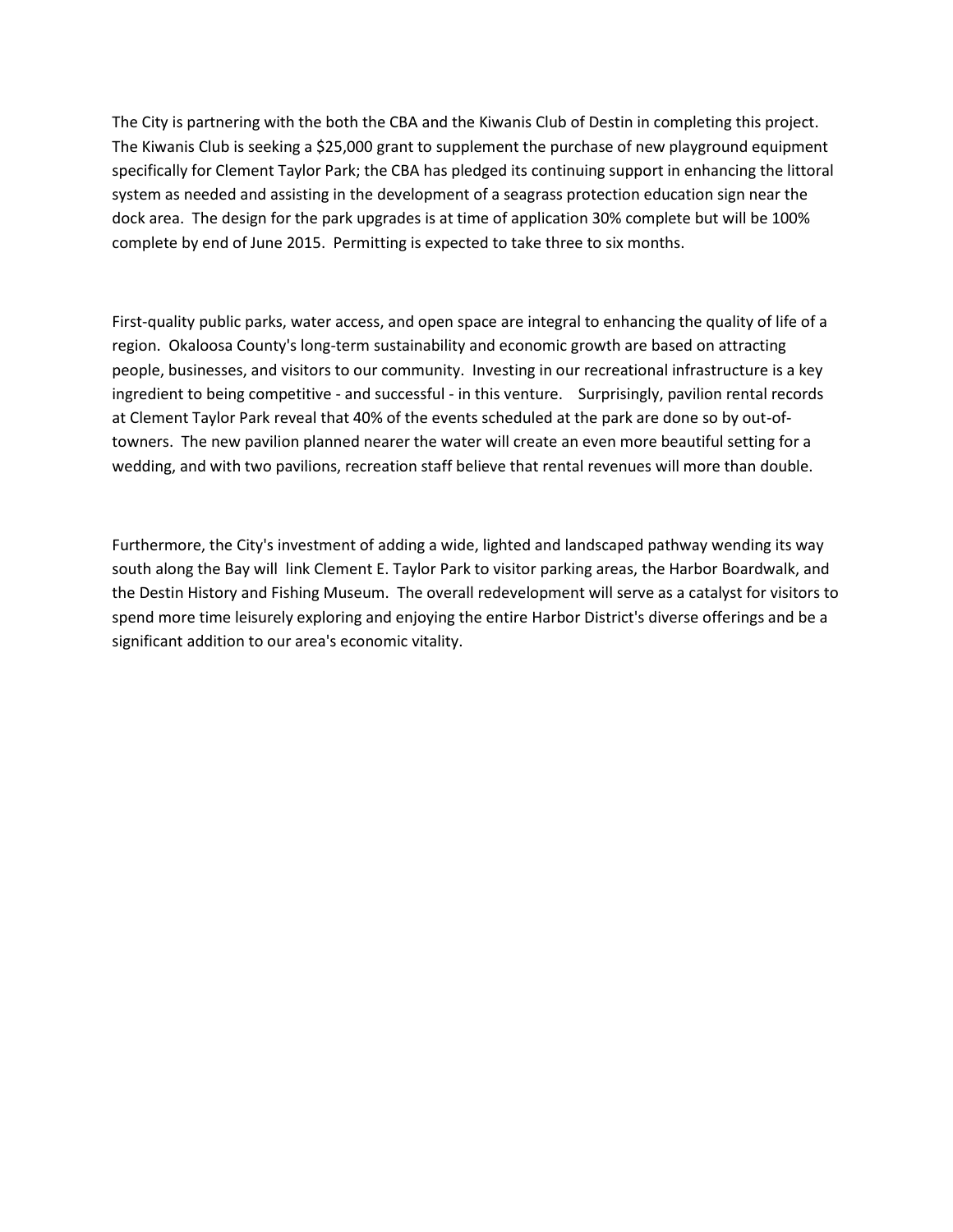The City is partnering with the both the CBA and the Kiwanis Club of Destin in completing this project. The Kiwanis Club is seeking a $25,000 grant to supplement the purchase of new playground equipment specifically for Clement Taylor Park; the CBA has pledged its continuing support in enhancing the littoral system as needed and assisting in the development of a seagrass protection education sign near the dock area. The design for the park upgrades is at time of application 30% complete but will be 100% complete by end of June 2015. Permitting is expected to take three to six months.

First-quality public parks, water access, and open space are integral to enhancing the quality of life of a region. Okaloosa County's long-term sustainability and economic growth are based on attracting people, businesses, and visitors to our community. Investing in our recreational infrastructure is a key ingredient to being competitive - and successful - in this venture. Surprisingly, pavilion rental records at Clement Taylor Park reveal that 40% of the events scheduled at the park are done so by out-of-towners. The new pavilion planned nearer the water will create an even more beautiful setting for a wedding, and with two pavilions, recreation staff believe that rental revenues will more than double.

Furthermore, the City's investment of adding a wide, lighted and landscaped pathway wending its way south along the Bay will link Clement E. Taylor Park to visitor parking areas, the Harbor Boardwalk, and the Destin History and Fishing Museum. The overall redevelopment will serve as a catalyst for visitors to spend more time leisurely exploring and enjoying the entire Harbor District's diverse offerings and be a significant addition to our area's economic vitality.